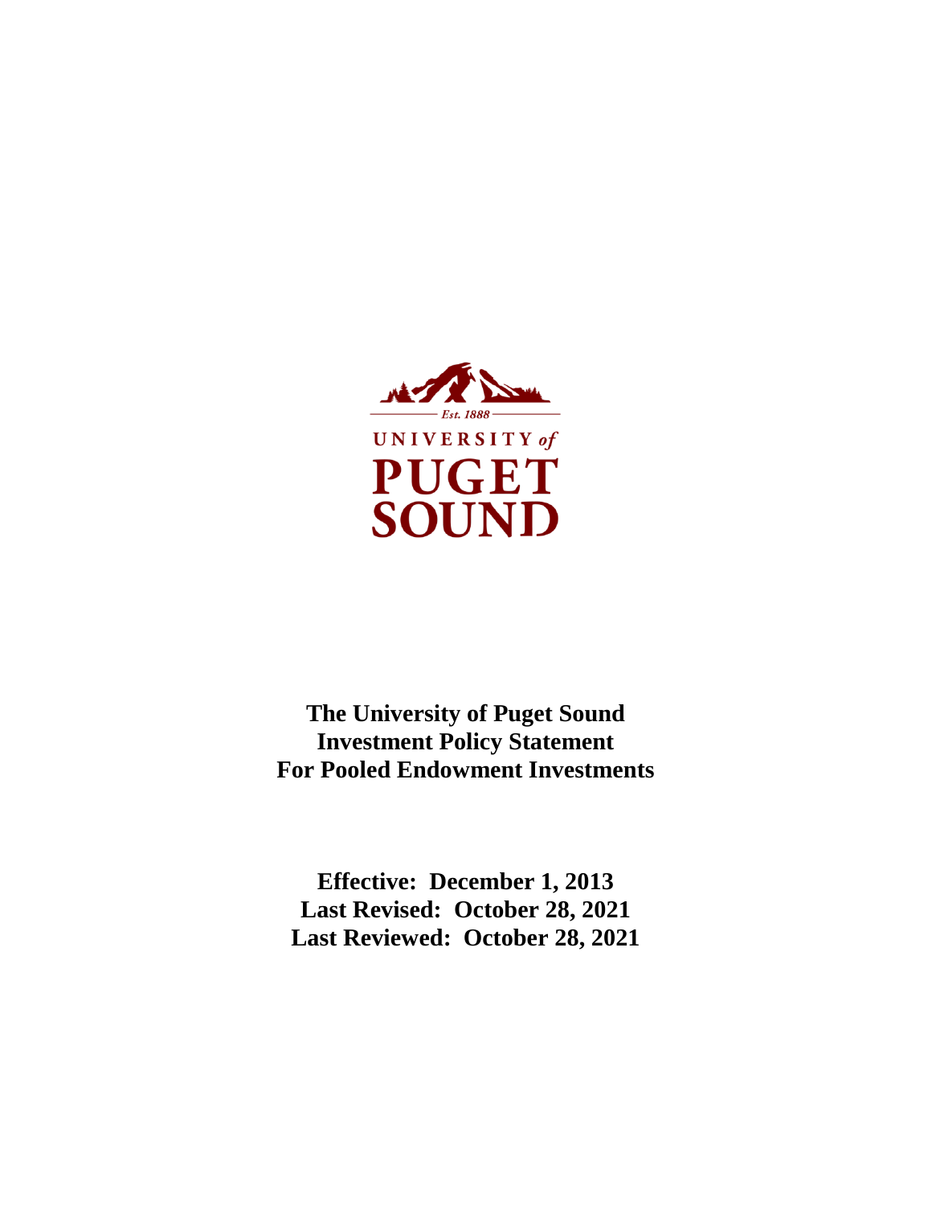Est. 1888

UNIVERSITY *of*

PUGET SOUND

# The University of Puget Sound Investment Policy Statement For Pooled Endowment Investments

**Effective: December 1, 2013**
**Last Revised: October 28, 2021**
**Last Reviewed: October 28, 2021**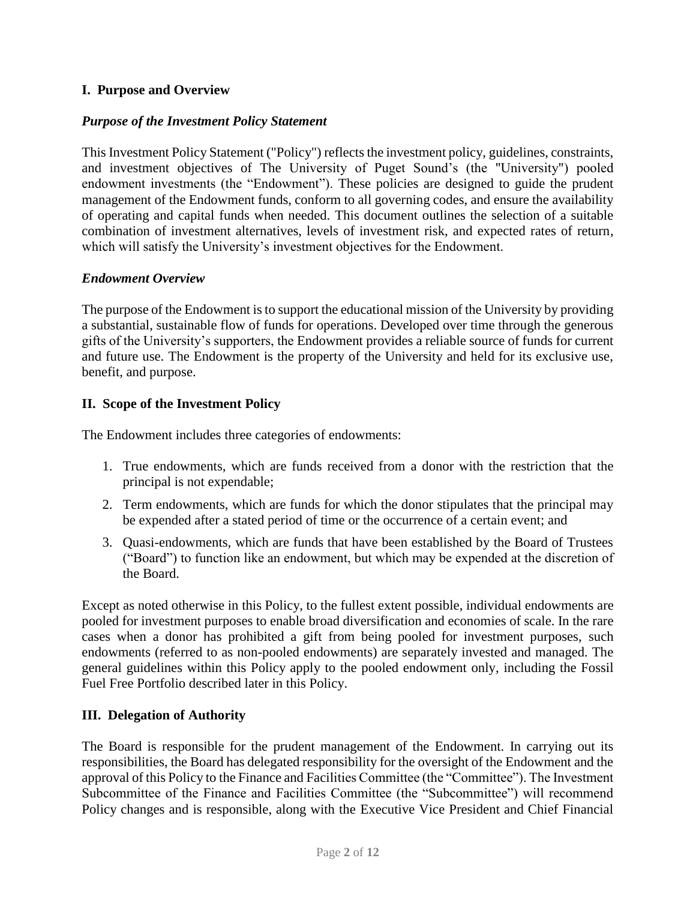## I. Purpose and Overview

### *Purpose of the Investment Policy Statement*

This Investment Policy Statement ("Policy") reflects the investment policy, guidelines, constraints, and investment objectives of The University of Puget Sound's (the "University") pooled endowment investments (the "Endowment"). These policies are designed to guide the prudent management of the Endowment funds, conform to all governing codes, and ensure the availability of operating and capital funds when needed. This document outlines the selection of a suitable combination of investment alternatives, levels of investment risk, and expected rates of return, which will satisfy the University's investment objectives for the Endowment.

### *Endowment Overview*

The purpose of the Endowment is to support the educational mission of the University by providing a substantial, sustainable flow of funds for operations. Developed over time through the generous gifts of the University's supporters, the Endowment provides a reliable source of funds for current and future use. The Endowment is the property of the University and held for its exclusive use, benefit, and purpose.

## II. Scope of the Investment Policy

The Endowment includes three categories of endowments:

1. True endowments, which are funds received from a donor with the restriction that the principal is not expendable;
2. Term endowments, which are funds for which the donor stipulates that the principal may be expended after a stated period of time or the occurrence of a certain event; and
3. Quasi-endowments, which are funds that have been established by the Board of Trustees ("Board") to function like an endowment, but which may be expended at the discretion of the Board.

Except as noted otherwise in this Policy, to the fullest extent possible, individual endowments are pooled for investment purposes to enable broad diversification and economies of scale. In the rare cases when a donor has prohibited a gift from being pooled for investment purposes, such endowments (referred to as non-pooled endowments) are separately invested and managed. The general guidelines within this Policy apply to the pooled endowment only, including the Fossil Fuel Free Portfolio described later in this Policy.

## III. Delegation of Authority

The Board is responsible for the prudent management of the Endowment. In carrying out its responsibilities, the Board has delegated responsibility for the oversight of the Endowment and the approval of this Policy to the Finance and Facilities Committee (the "Committee"). The Investment Subcommittee of the Finance and Facilities Committee (the "Subcommittee") will recommend Policy changes and is responsible, along with the Executive Vice President and Chief Financial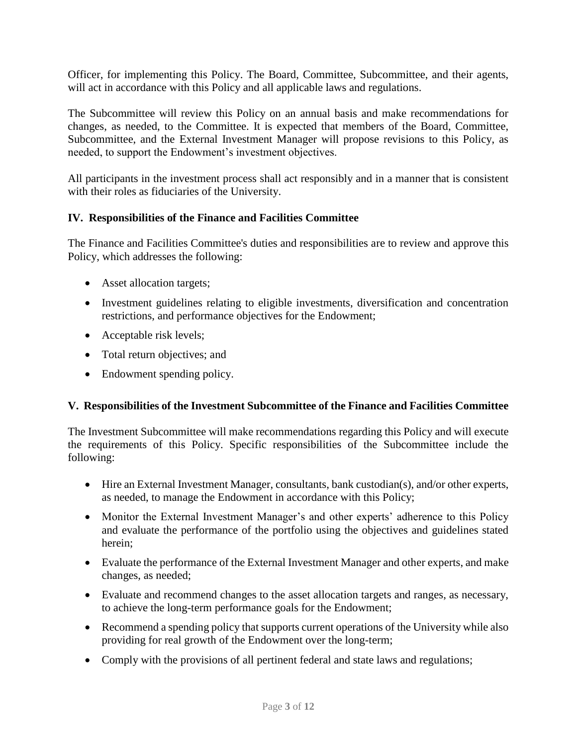Officer, for implementing this Policy. The Board, Committee, Subcommittee, and their agents, will act in accordance with this Policy and all applicable laws and regulations.

The Subcommittee will review this Policy on an annual basis and make recommendations for changes, as needed, to the Committee. It is expected that members of the Board, Committee, Subcommittee, and the External Investment Manager will propose revisions to this Policy, as needed, to support the Endowment's investment objectives.

All participants in the investment process shall act responsibly and in a manner that is consistent with their roles as fiduciaries of the University.

## IV. Responsibilities of the Finance and Facilities Committee

The Finance and Facilities Committee's duties and responsibilities are to review and approve this Policy, which addresses the following:

- Asset allocation targets;
- Investment guidelines relating to eligible investments, diversification and concentration restrictions, and performance objectives for the Endowment;
- Acceptable risk levels;
- Total return objectives; and
- Endowment spending policy.

## V. Responsibilities of the Investment Subcommittee of the Finance and Facilities Committee

The Investment Subcommittee will make recommendations regarding this Policy and will execute the requirements of this Policy. Specific responsibilities of the Subcommittee include the following:

- Hire an External Investment Manager, consultants, bank custodian(s), and/or other experts, as needed, to manage the Endowment in accordance with this Policy;
- Monitor the External Investment Manager's and other experts' adherence to this Policy and evaluate the performance of the portfolio using the objectives and guidelines stated herein;
- Evaluate the performance of the External Investment Manager and other experts, and make changes, as needed;
- Evaluate and recommend changes to the asset allocation targets and ranges, as necessary, to achieve the long-term performance goals for the Endowment;
- Recommend a spending policy that supports current operations of the University while also providing for real growth of the Endowment over the long-term;
- Comply with the provisions of all pertinent federal and state laws and regulations;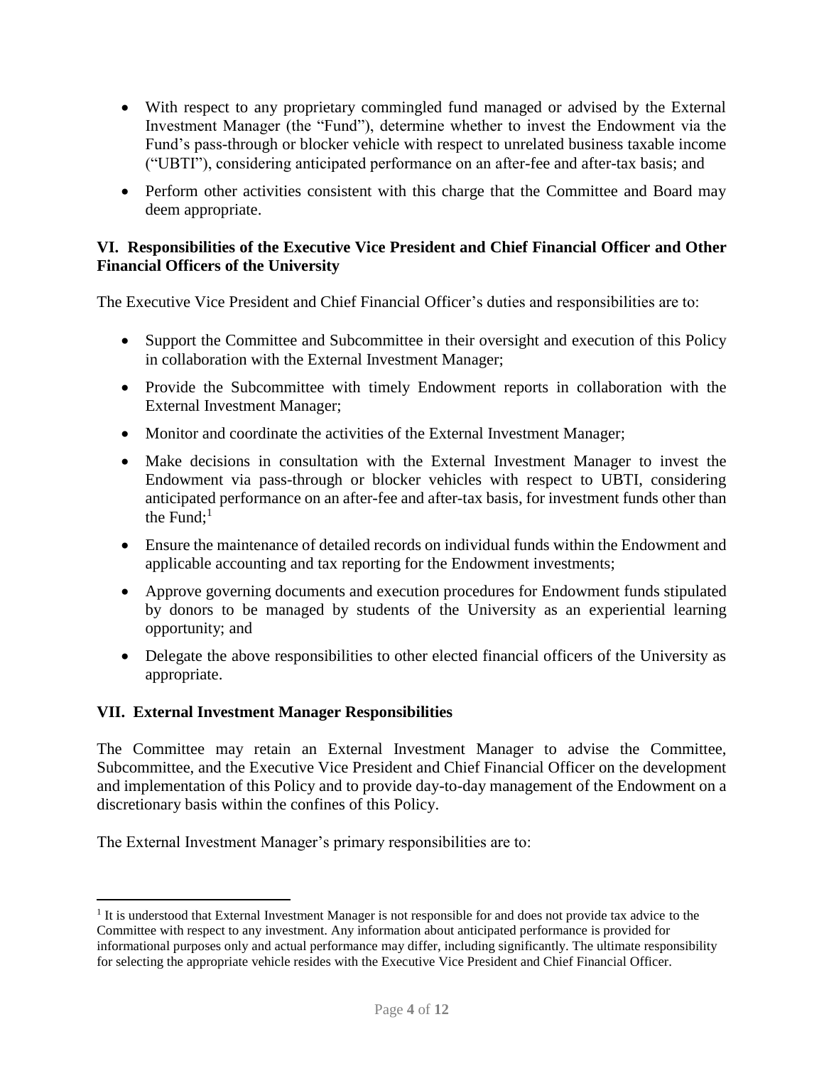- With respect to any proprietary commingled fund managed or advised by the External Investment Manager (the "Fund"), determine whether to invest the Endowment via the Fund's pass-through or blocker vehicle with respect to unrelated business taxable income ("UBTI"), considering anticipated performance on an after-fee and after-tax basis; and
- Perform other activities consistent with this charge that the Committee and Board may deem appropriate.

### VI. Responsibilities of the Executive Vice President and Chief Financial Officer and Other Financial Officers of the University

The Executive Vice President and Chief Financial Officer's duties and responsibilities are to:

- Support the Committee and Subcommittee in their oversight and execution of this Policy in collaboration with the External Investment Manager;
- Provide the Subcommittee with timely Endowment reports in collaboration with the External Investment Manager;
- Monitor and coordinate the activities of the External Investment Manager;
- Make decisions in consultation with the External Investment Manager to invest the Endowment via pass-through or blocker vehicles with respect to UBTI, considering anticipated performance on an after-fee and after-tax basis, for investment funds other than the Fund;[1]
- Ensure the maintenance of detailed records on individual funds within the Endowment and applicable accounting and tax reporting for the Endowment investments;
- Approve governing documents and execution procedures for Endowment funds stipulated by donors to be managed by students of the University as an experiential learning opportunity; and
- Delegate the above responsibilities to other elected financial officers of the University as appropriate.

### VII. External Investment Manager Responsibilities

The Committee may retain an External Investment Manager to advise the Committee, Subcommittee, and the Executive Vice President and Chief Financial Officer on the development and implementation of this Policy and to provide day-to-day management of the Endowment on a discretionary basis within the confines of this Policy.

The External Investment Manager's primary responsibilities are to:

---

[1] It is understood that External Investment Manager is not responsible for and does not provide tax advice to the Committee with respect to any investment. Any information about anticipated performance is provided for informational purposes only and actual performance may differ, including significantly. The ultimate responsibility for selecting the appropriate vehicle resides with the Executive Vice President and Chief Financial Officer.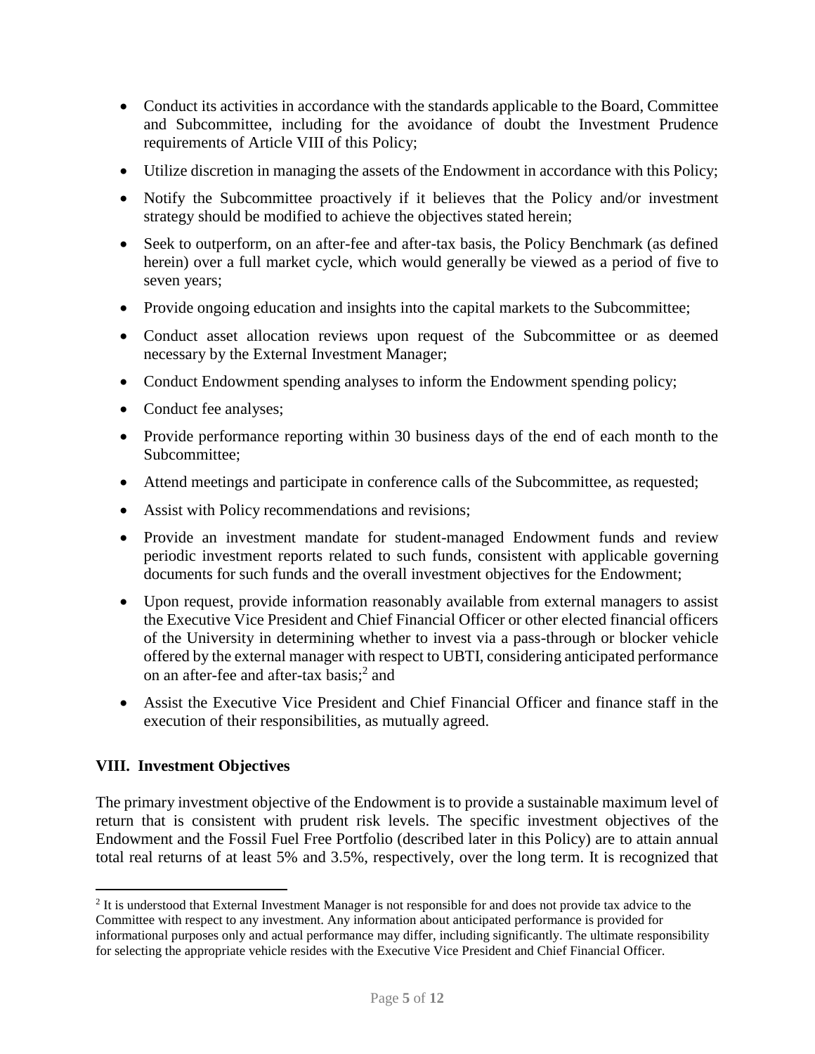- Conduct its activities in accordance with the standards applicable to the Board, Committee and Subcommittee, including for the avoidance of doubt the Investment Prudence requirements of Article VIII of this Policy;
- Utilize discretion in managing the assets of the Endowment in accordance with this Policy;
- Notify the Subcommittee proactively if it believes that the Policy and/or investment strategy should be modified to achieve the objectives stated herein;
- Seek to outperform, on an after-fee and after-tax basis, the Policy Benchmark (as defined herein) over a full market cycle, which would generally be viewed as a period of five to seven years;
- Provide ongoing education and insights into the capital markets to the Subcommittee;
- Conduct asset allocation reviews upon request of the Subcommittee or as deemed necessary by the External Investment Manager;
- Conduct Endowment spending analyses to inform the Endowment spending policy;
- Conduct fee analyses;
- Provide performance reporting within 30 business days of the end of each month to the Subcommittee;
- Attend meetings and participate in conference calls of the Subcommittee, as requested;
- Assist with Policy recommendations and revisions;
- Provide an investment mandate for student-managed Endowment funds and review periodic investment reports related to such funds, consistent with applicable governing documents for such funds and the overall investment objectives for the Endowment;
- Upon request, provide information reasonably available from external managers to assist the Executive Vice President and Chief Financial Officer or other elected financial officers of the University in determining whether to invest via a pass-through or blocker vehicle offered by the external manager with respect to UBTI, considering anticipated performance on an after-fee and after-tax basis;[2] and
- Assist the Executive Vice President and Chief Financial Officer and finance staff in the execution of their responsibilities, as mutually agreed.

## VIII. Investment Objectives

The primary investment objective of the Endowment is to provide a sustainable maximum level of return that is consistent with prudent risk levels. The specific investment objectives of the Endowment and the Fossil Fuel Free Portfolio (described later in this Policy) are to attain annual total real returns of at least 5% and 3.5%, respectively, over the long term. It is recognized that

[2] It is understood that External Investment Manager is not responsible for and does not provide tax advice to the Committee with respect to any investment. Any information about anticipated performance is provided for informational purposes only and actual performance may differ, including significantly. The ultimate responsibility for selecting the appropriate vehicle resides with the Executive Vice President and Chief Financial Officer.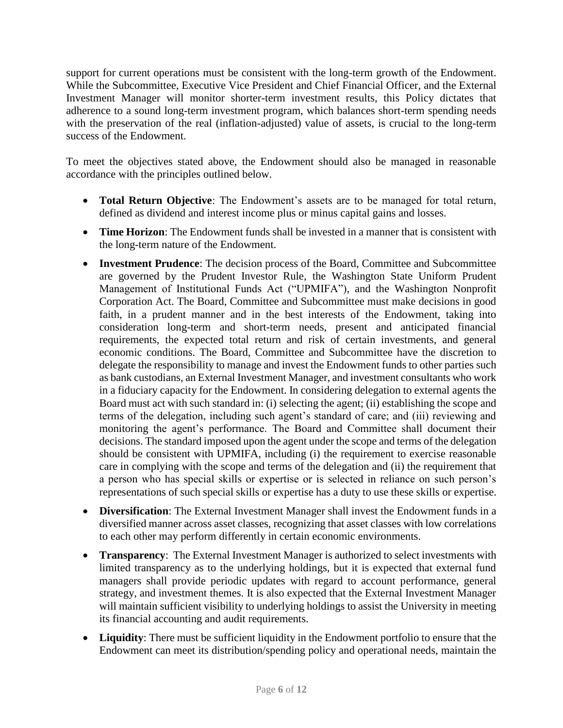support for current operations must be consistent with the long-term growth of the Endowment. While the Subcommittee, Executive Vice President and Chief Financial Officer, and the External Investment Manager will monitor shorter-term investment results, this Policy dictates that adherence to a sound long-term investment program, which balances short-term spending needs with the preservation of the real (inflation-adjusted) value of assets, is crucial to the long-term success of the Endowment.

To meet the objectives stated above, the Endowment should also be managed in reasonable accordance with the principles outlined below.

- **Total Return Objective**: The Endowment's assets are to be managed for total return, defined as dividend and interest income plus or minus capital gains and losses.
- **Time Horizon**: The Endowment funds shall be invested in a manner that is consistent with the long-term nature of the Endowment.
- **Investment Prudence**: The decision process of the Board, Committee and Subcommittee are governed by the Prudent Investor Rule, the Washington State Uniform Prudent Management of Institutional Funds Act ("UPMIFA"), and the Washington Nonprofit Corporation Act. The Board, Committee and Subcommittee must make decisions in good faith, in a prudent manner and in the best interests of the Endowment, taking into consideration long-term and short-term needs, present and anticipated financial requirements, the expected total return and risk of certain investments, and general economic conditions. The Board, Committee and Subcommittee have the discretion to delegate the responsibility to manage and invest the Endowment funds to other parties such as bank custodians, an External Investment Manager, and investment consultants who work in a fiduciary capacity for the Endowment. In considering delegation to external agents the Board must act with such standard in: (i) selecting the agent; (ii) establishing the scope and terms of the delegation, including such agent's standard of care; and (iii) reviewing and monitoring the agent's performance. The Board and Committee shall document their decisions. The standard imposed upon the agent under the scope and terms of the delegation should be consistent with UPMIFA, including (i) the requirement to exercise reasonable care in complying with the scope and terms of the delegation and (ii) the requirement that a person who has special skills or expertise or is selected in reliance on such person's representations of such special skills or expertise has a duty to use these skills or expertise.
- **Diversification**: The External Investment Manager shall invest the Endowment funds in a diversified manner across asset classes, recognizing that asset classes with low correlations to each other may perform differently in certain economic environments.
- **Transparency**: The External Investment Manager is authorized to select investments with limited transparency as to the underlying holdings, but it is expected that external fund managers shall provide periodic updates with regard to account performance, general strategy, and investment themes. It is also expected that the External Investment Manager will maintain sufficient visibility to underlying holdings to assist the University in meeting its financial accounting and audit requirements.
- **Liquidity**: There must be sufficient liquidity in the Endowment portfolio to ensure that the Endowment can meet its distribution/spending policy and operational needs, maintain the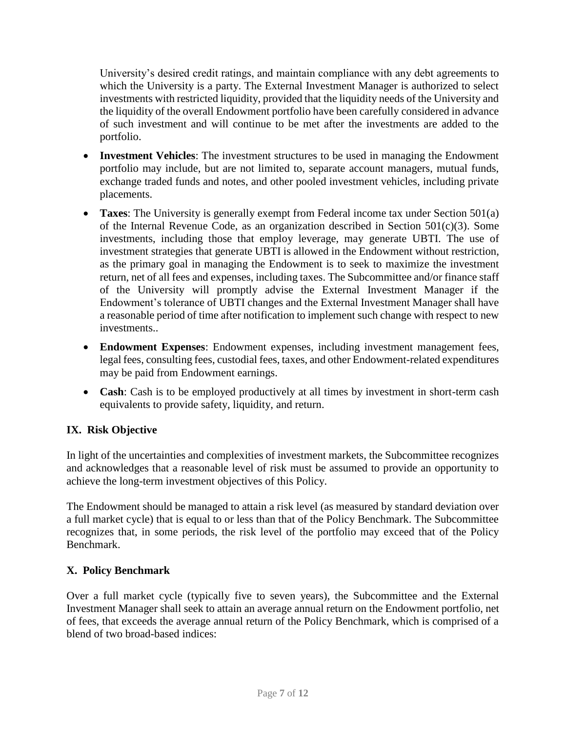University's desired credit ratings, and maintain compliance with any debt agreements to which the University is a party. The External Investment Manager is authorized to select investments with restricted liquidity, provided that the liquidity needs of the University and the liquidity of the overall Endowment portfolio have been carefully considered in advance of such investment and will continue to be met after the investments are added to the portfolio.

- **Investment Vehicles**: The investment structures to be used in managing the Endowment portfolio may include, but are not limited to, separate account managers, mutual funds, exchange traded funds and notes, and other pooled investment vehicles, including private placements.
- **Taxes**: The University is generally exempt from Federal income tax under Section 501(a) of the Internal Revenue Code, as an organization described in Section 501(c)(3). Some investments, including those that employ leverage, may generate UBTI. The use of investment strategies that generate UBTI is allowed in the Endowment without restriction, as the primary goal in managing the Endowment is to seek to maximize the investment return, net of all fees and expenses, including taxes. The Subcommittee and/or finance staff of the University will promptly advise the External Investment Manager if the Endowment's tolerance of UBTI changes and the External Investment Manager shall have a reasonable period of time after notification to implement such change with respect to new investments..
- **Endowment Expenses**: Endowment expenses, including investment management fees, legal fees, consulting fees, custodial fees, taxes, and other Endowment-related expenditures may be paid from Endowment earnings.
- **Cash**: Cash is to be employed productively at all times by investment in short-term cash equivalents to provide safety, liquidity, and return.

## IX. Risk Objective

In light of the uncertainties and complexities of investment markets, the Subcommittee recognizes and acknowledges that a reasonable level of risk must be assumed to provide an opportunity to achieve the long-term investment objectives of this Policy.

The Endowment should be managed to attain a risk level (as measured by standard deviation over a full market cycle) that is equal to or less than that of the Policy Benchmark. The Subcommittee recognizes that, in some periods, the risk level of the portfolio may exceed that of the Policy Benchmark.

## X. Policy Benchmark

Over a full market cycle (typically five to seven years), the Subcommittee and the External Investment Manager shall seek to attain an average annual return on the Endowment portfolio, net of fees, that exceeds the average annual return of the Policy Benchmark, which is comprised of a blend of two broad-based indices: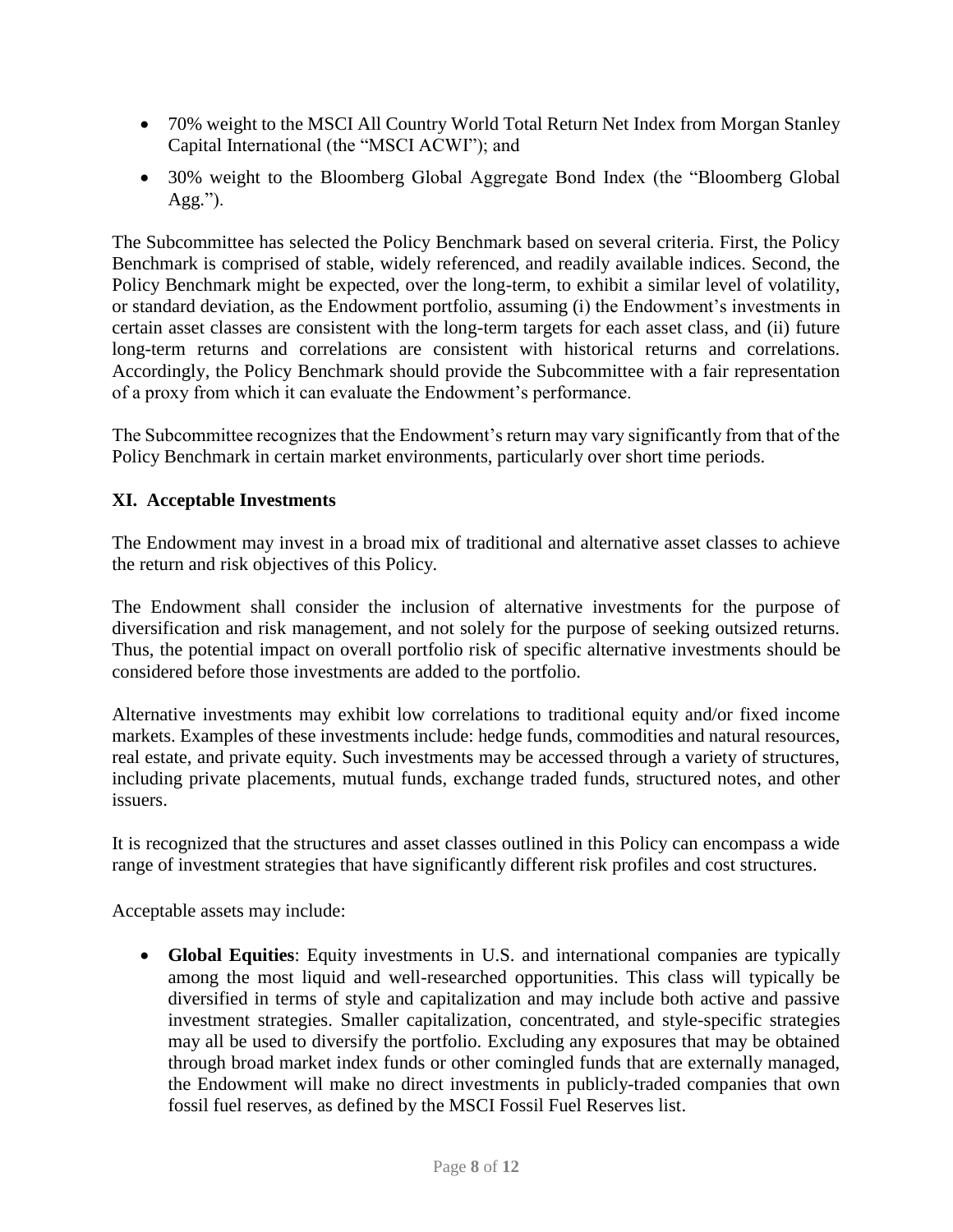- 70% weight to the MSCI All Country World Total Return Net Index from Morgan Stanley Capital International (the "MSCI ACWI"); and
- 30% weight to the Bloomberg Global Aggregate Bond Index (the "Bloomberg Global Agg.").

The Subcommittee has selected the Policy Benchmark based on several criteria. First, the Policy Benchmark is comprised of stable, widely referenced, and readily available indices. Second, the Policy Benchmark might be expected, over the long-term, to exhibit a similar level of volatility, or standard deviation, as the Endowment portfolio, assuming (i) the Endowment's investments in certain asset classes are consistent with the long-term targets for each asset class, and (ii) future long-term returns and correlations are consistent with historical returns and correlations. Accordingly, the Policy Benchmark should provide the Subcommittee with a fair representation of a proxy from which it can evaluate the Endowment's performance.

The Subcommittee recognizes that the Endowment's return may vary significantly from that of the Policy Benchmark in certain market environments, particularly over short time periods.

## XI. Acceptable Investments

The Endowment may invest in a broad mix of traditional and alternative asset classes to achieve the return and risk objectives of this Policy.

The Endowment shall consider the inclusion of alternative investments for the purpose of diversification and risk management, and not solely for the purpose of seeking outsized returns. Thus, the potential impact on overall portfolio risk of specific alternative investments should be considered before those investments are added to the portfolio.

Alternative investments may exhibit low correlations to traditional equity and/or fixed income markets. Examples of these investments include: hedge funds, commodities and natural resources, real estate, and private equity. Such investments may be accessed through a variety of structures, including private placements, mutual funds, exchange traded funds, structured notes, and other issuers.

It is recognized that the structures and asset classes outlined in this Policy can encompass a wide range of investment strategies that have significantly different risk profiles and cost structures.

Acceptable assets may include:

- **Global Equities**: Equity investments in U.S. and international companies are typically among the most liquid and well-researched opportunities. This class will typically be diversified in terms of style and capitalization and may include both active and passive investment strategies. Smaller capitalization, concentrated, and style-specific strategies may all be used to diversify the portfolio. Excluding any exposures that may be obtained through broad market index funds or other comingled funds that are externally managed, the Endowment will make no direct investments in publicly-traded companies that own fossil fuel reserves, as defined by the MSCI Fossil Fuel Reserves list.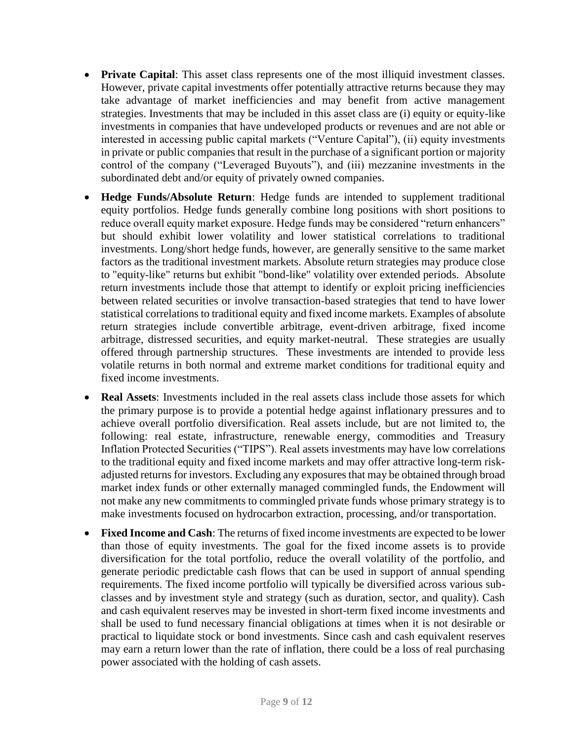- **Private Capital**: This asset class represents one of the most illiquid investment classes. However, private capital investments offer potentially attractive returns because they may take advantage of market inefficiencies and may benefit from active management strategies. Investments that may be included in this asset class are (i) equity or equity-like investments in companies that have undeveloped products or revenues and are not able or interested in accessing public capital markets ("Venture Capital"), (ii) equity investments in private or public companies that result in the purchase of a significant portion or majority control of the company ("Leveraged Buyouts"), and (iii) mezzanine investments in the subordinated debt and/or equity of privately owned companies.
- **Hedge Funds/Absolute Return**: Hedge funds are intended to supplement traditional equity portfolios. Hedge funds generally combine long positions with short positions to reduce overall equity market exposure. Hedge funds may be considered "return enhancers" but should exhibit lower volatility and lower statistical correlations to traditional investments. Long/short hedge funds, however, are generally sensitive to the same market factors as the traditional investment markets. Absolute return strategies may produce close to "equity-like" returns but exhibit "bond-like" volatility over extended periods. Absolute return investments include those that attempt to identify or exploit pricing inefficiencies between related securities or involve transaction-based strategies that tend to have lower statistical correlations to traditional equity and fixed income markets. Examples of absolute return strategies include convertible arbitrage, event-driven arbitrage, fixed income arbitrage, distressed securities, and equity market-neutral. These strategies are usually offered through partnership structures. These investments are intended to provide less volatile returns in both normal and extreme market conditions for traditional equity and fixed income investments.
- **Real Assets**: Investments included in the real assets class include those assets for which the primary purpose is to provide a potential hedge against inflationary pressures and to achieve overall portfolio diversification. Real assets include, but are not limited to, the following: real estate, infrastructure, renewable energy, commodities and Treasury Inflation Protected Securities ("TIPS"). Real assets investments may have low correlations to the traditional equity and fixed income markets and may offer attractive long-term risk-adjusted returns for investors. Excluding any exposures that may be obtained through broad market index funds or other externally managed commingled funds, the Endowment will not make any new commitments to commingled private funds whose primary strategy is to make investments focused on hydrocarbon extraction, processing, and/or transportation.
- **Fixed Income and Cash**: The returns of fixed income investments are expected to be lower than those of equity investments. The goal for the fixed income assets is to provide diversification for the total portfolio, reduce the overall volatility of the portfolio, and generate periodic predictable cash flows that can be used in support of annual spending requirements. The fixed income portfolio will typically be diversified across various sub-classes and by investment style and strategy (such as duration, sector, and quality). Cash and cash equivalent reserves may be invested in short-term fixed income investments and shall be used to fund necessary financial obligations at times when it is not desirable or practical to liquidate stock or bond investments. Since cash and cash equivalent reserves may earn a return lower than the rate of inflation, there could be a loss of real purchasing power associated with the holding of cash assets.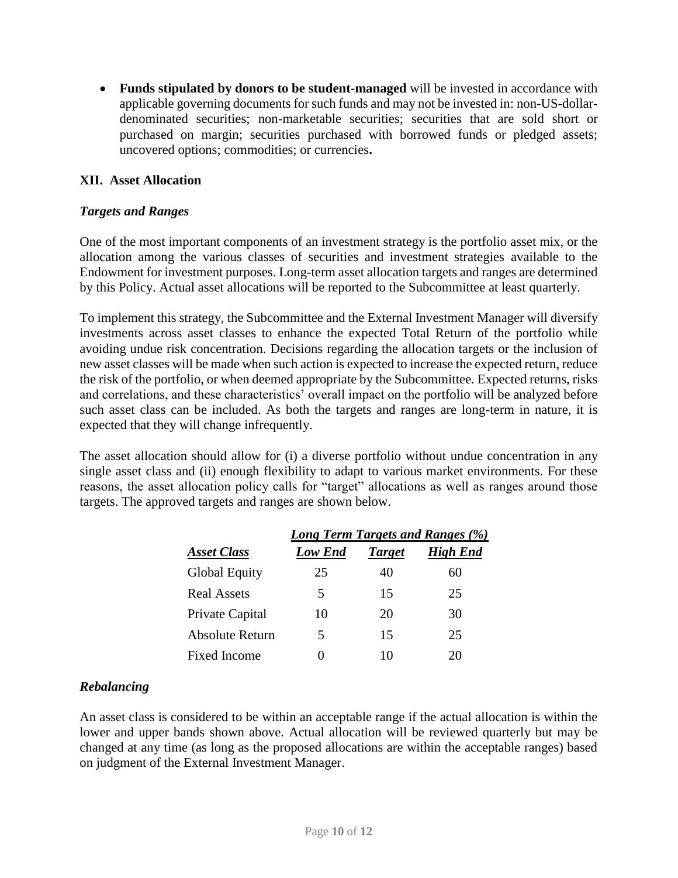- **Funds stipulated by donors to be student-managed** will be invested in accordance with applicable governing documents for such funds and may not be invested in: non-US-dollar-denominated securities; non-marketable securities; securities that are sold short or purchased on margin; securities purchased with borrowed funds or pledged assets; uncovered options; commodities; or currencies**.**

## XII. Asset Allocation

### *Targets and Ranges*

One of the most important components of an investment strategy is the portfolio asset mix, or the allocation among the various classes of securities and investment strategies available to the Endowment for investment purposes. Long-term asset allocation targets and ranges are determined by this Policy. Actual asset allocations will be reported to the Subcommittee at least quarterly.

To implement this strategy, the Subcommittee and the External Investment Manager will diversify investments across asset classes to enhance the expected Total Return of the portfolio while avoiding undue risk concentration. Decisions regarding the allocation targets or the inclusion of new asset classes will be made when such action is expected to increase the expected return, reduce the risk of the portfolio, or when deemed appropriate by the Subcommittee. Expected returns, risks and correlations, and these characteristics' overall impact on the portfolio will be analyzed before such asset class can be included. As both the targets and ranges are long-term in nature, it is expected that they will change infrequently.

The asset allocation should allow for (i) a diverse portfolio without undue concentration in any single asset class and (ii) enough flexibility to adapt to various market environments. For these reasons, the asset allocation policy calls for "target" allocations as well as ranges around those targets. The approved targets and ranges are shown below.

| | ***Long Term Targets and Ranges (%)*** | | |
|---|---|---|---|
| ***Asset Class*** | ***Low End*** | ***Target*** | ***High End*** |
| Global Equity | 25 | 40 | 60 |
| Real Assets | 5 | 15 | 25 |
| Private Capital | 10 | 20 | 30 |
| Absolute Return | 5 | 15 | 25 |
| Fixed Income | 0 | 10 | 20 |

### *Rebalancing*

An asset class is considered to be within an acceptable range if the actual allocation is within the lower and upper bands shown above. Actual allocation will be reviewed quarterly but may be changed at any time (as long as the proposed allocations are within the acceptable ranges) based on judgment of the External Investment Manager.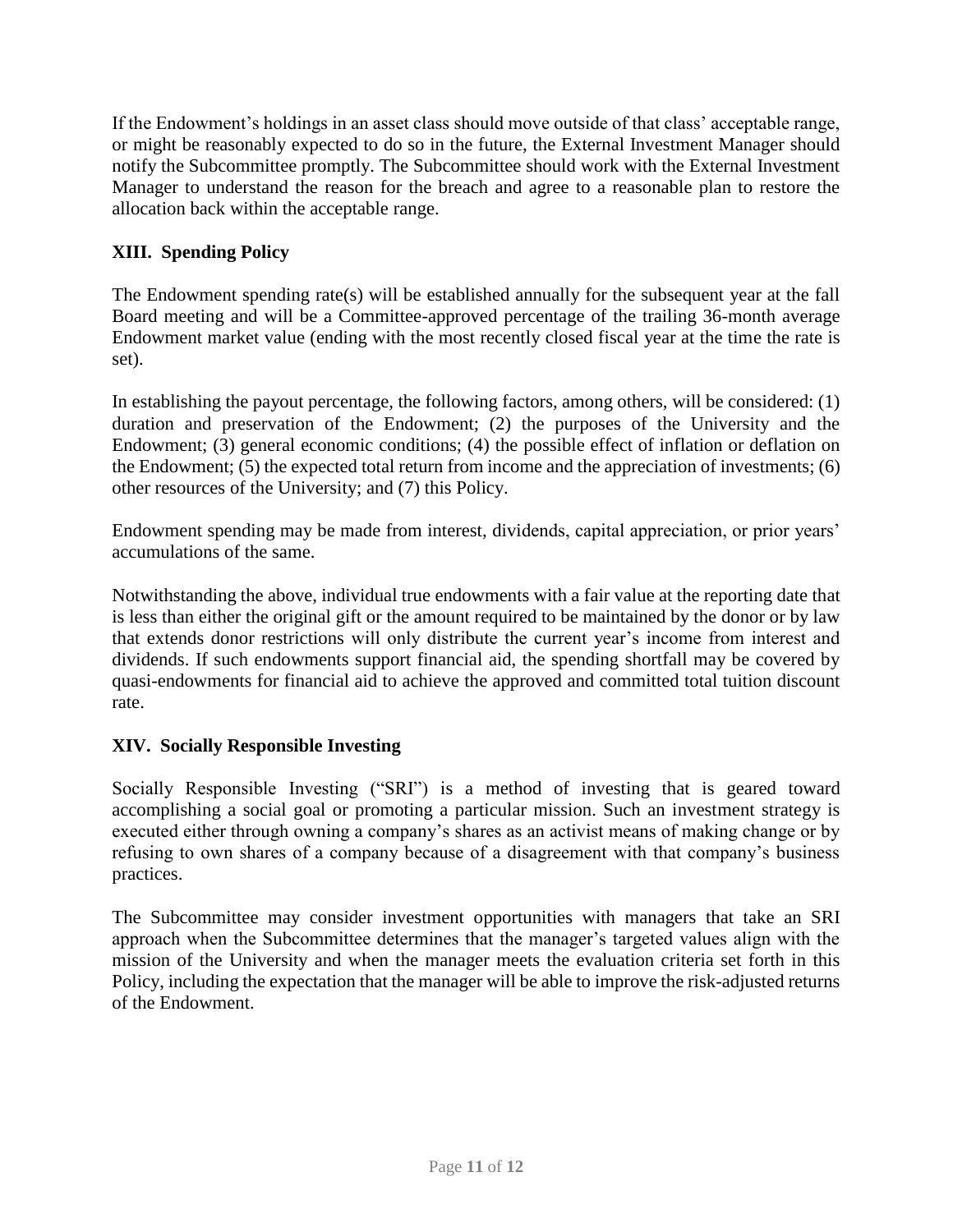If the Endowment's holdings in an asset class should move outside of that class' acceptable range, or might be reasonably expected to do so in the future, the External Investment Manager should notify the Subcommittee promptly. The Subcommittee should work with the External Investment Manager to understand the reason for the breach and agree to a reasonable plan to restore the allocation back within the acceptable range.

## XIII. Spending Policy

The Endowment spending rate(s) will be established annually for the subsequent year at the fall Board meeting and will be a Committee-approved percentage of the trailing 36-month average Endowment market value (ending with the most recently closed fiscal year at the time the rate is set).

In establishing the payout percentage, the following factors, among others, will be considered: (1) duration and preservation of the Endowment; (2) the purposes of the University and the Endowment; (3) general economic conditions; (4) the possible effect of inflation or deflation on the Endowment; (5) the expected total return from income and the appreciation of investments; (6) other resources of the University; and (7) this Policy.

Endowment spending may be made from interest, dividends, capital appreciation, or prior years' accumulations of the same.

Notwithstanding the above, individual true endowments with a fair value at the reporting date that is less than either the original gift or the amount required to be maintained by the donor or by law that extends donor restrictions will only distribute the current year's income from interest and dividends. If such endowments support financial aid, the spending shortfall may be covered by quasi-endowments for financial aid to achieve the approved and committed total tuition discount rate.

## XIV. Socially Responsible Investing

Socially Responsible Investing ("SRI") is a method of investing that is geared toward accomplishing a social goal or promoting a particular mission. Such an investment strategy is executed either through owning a company's shares as an activist means of making change or by refusing to own shares of a company because of a disagreement with that company's business practices.

The Subcommittee may consider investment opportunities with managers that take an SRI approach when the Subcommittee determines that the manager's targeted values align with the mission of the University and when the manager meets the evaluation criteria set forth in this Policy, including the expectation that the manager will be able to improve the risk-adjusted returns of the Endowment.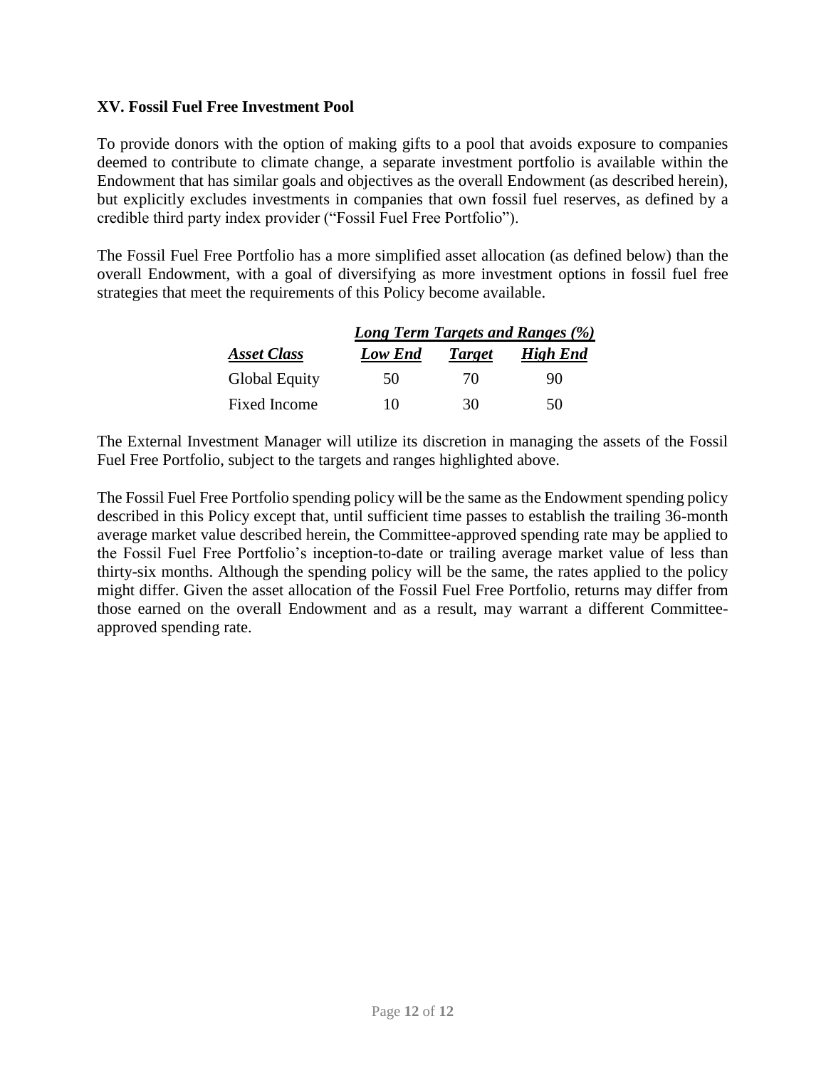**XV. Fossil Fuel Free Investment Pool**

To provide donors with the option of making gifts to a pool that avoids exposure to companies deemed to contribute to climate change, a separate investment portfolio is available within the Endowment that has similar goals and objectives as the overall Endowment (as described herein), but explicitly excludes investments in companies that own fossil fuel reserves, as defined by a credible third party index provider ("Fossil Fuel Free Portfolio").

The Fossil Fuel Free Portfolio has a more simplified asset allocation (as defined below) than the overall Endowment, with a goal of diversifying as more investment options in fossil fuel free strategies that meet the requirements of this Policy become available.

| | ***Long Term Targets and Ranges (%)*** | | |
|---|---|---|---|
| ***Asset Class*** | ***Low End*** | ***Target*** | ***High End*** |
| Global Equity | 50 | 70 | 90 |
| Fixed Income | 10 | 30 | 50 |

The External Investment Manager will utilize its discretion in managing the assets of the Fossil Fuel Free Portfolio, subject to the targets and ranges highlighted above.

The Fossil Fuel Free Portfolio spending policy will be the same as the Endowment spending policy described in this Policy except that, until sufficient time passes to establish the trailing 36-month average market value described herein, the Committee-approved spending rate may be applied to the Fossil Fuel Free Portfolio's inception-to-date or trailing average market value of less than thirty-six months. Although the spending policy will be the same, the rates applied to the policy might differ. Given the asset allocation of the Fossil Fuel Free Portfolio, returns may differ from those earned on the overall Endowment and as a result, may warrant a different Committee-approved spending rate.